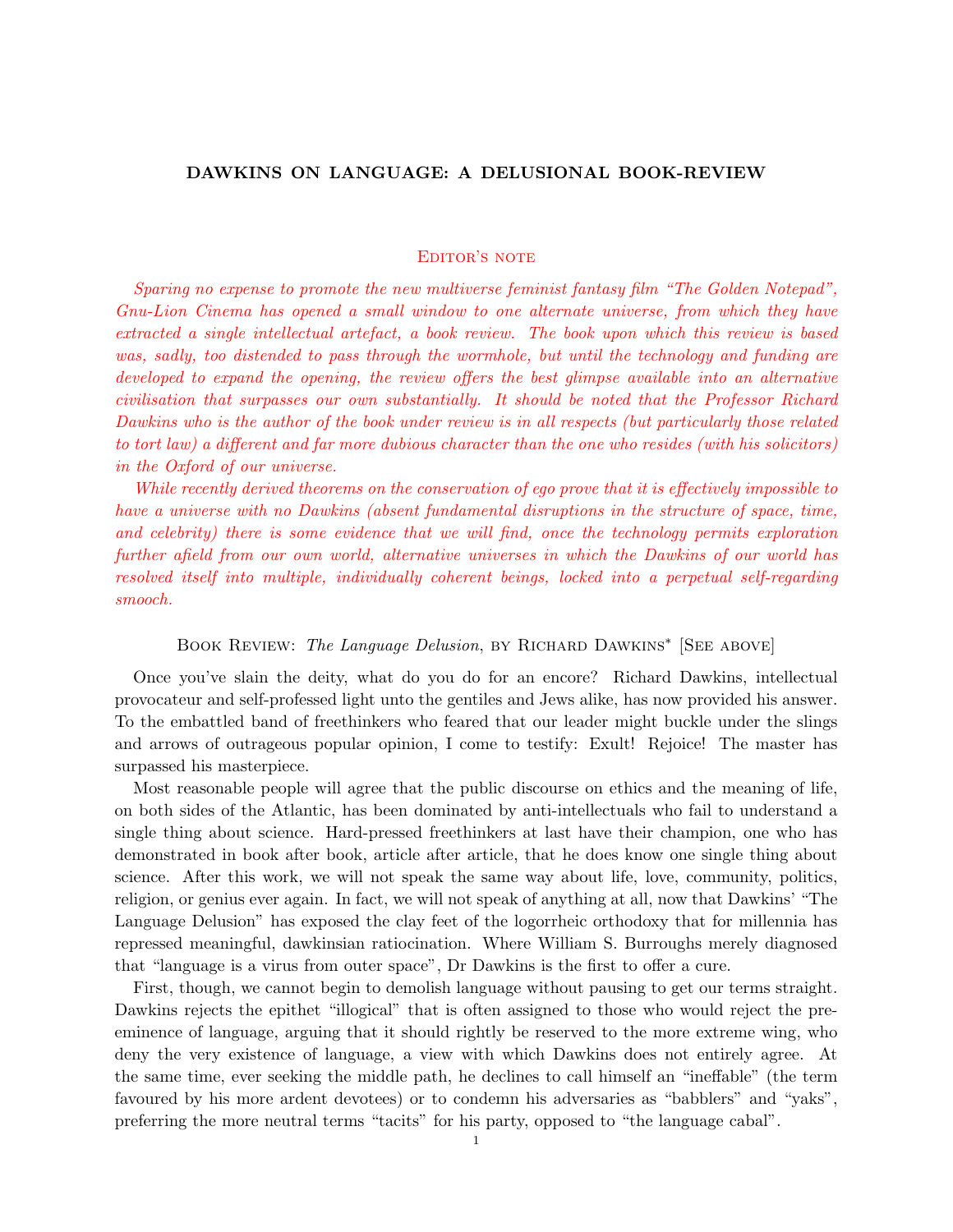# DAWKINS ON LANGUAGE: A DELUSIONAL BOOK-REVIEW

## Editor's note

*Sparing no expense to promote the new multiverse feminist fantasy film "The Golden Notepad", Gnu-Lion Cinema has opened a small window to one alternate universe, from which they have extracted a single intellectual artefact, a book review. The book upon which this review is based was, sadly, too distended to pass through the wormhole, but until the technology and funding are developed to expand the opening, the review offers the best glimpse available into an alternative civilisation that surpasses our own substantially. It should be noted that the Professor Richard Dawkins who is the author of the book under review is in all respects (but particularly those related to tort law) a different and far more dubious character than the one who resides (with his solicitors) in the Oxford of our universe.*

*While recently derived theorems on the conservation of ego prove that it is effectively impossible to have a universe with no Dawkins (absent fundamental disruptions in the structure of space, time, and celebrity) there is some evidence that we will find, once the technology permits exploration further afield from our own world, alternative universes in which the Dawkins of our world has resolved itself into multiple, individually coherent beings, locked into a perpetual self-regarding smooch.*

## Book Review: *The Language Delusion*, by Richard Dawkins* [See above]

Once you've slain the deity, what do you do for an encore? Richard Dawkins, intellectual provocateur and self-professed light unto the gentiles and Jews alike, has now provided his answer. To the embattled band of freethinkers who feared that our leader might buckle under the slings and arrows of outrageous popular opinion, I come to testify: Exult! Rejoice! The master has surpassed his masterpiece.

Most reasonable people will agree that the public discourse on ethics and the meaning of life, on both sides of the Atlantic, has been dominated by anti-intellectuals who fail to understand a single thing about science. Hard-pressed freethinkers at last have their champion, one who has demonstrated in book after book, article after article, that he does know one single thing about science. After this work, we will not speak the same way about life, love, community, politics, religion, or genius ever again. In fact, we will not speak of anything at all, now that Dawkins' "The Language Delusion" has exposed the clay feet of the logorrheic orthodoxy that for millennia has repressed meaningful, dawkinsian ratiocination. Where William S. Burroughs merely diagnosed that "language is a virus from outer space", Dr Dawkins is the first to offer a cure.

First, though, we cannot begin to demolish language without pausing to get our terms straight. Dawkins rejects the epithet "illogical" that is often assigned to those who would reject the preeminence of language, arguing that it should rightly be reserved to the more extreme wing, who deny the very existence of language, a view with which Dawkins does not entirely agree. At the same time, ever seeking the middle path, he declines to call himself an "ineffable" (the term favoured by his more ardent devotees) or to condemn his adversaries as "babblers" and "yaks", preferring the more neutral terms "tacits" for his party, opposed to "the language cabal".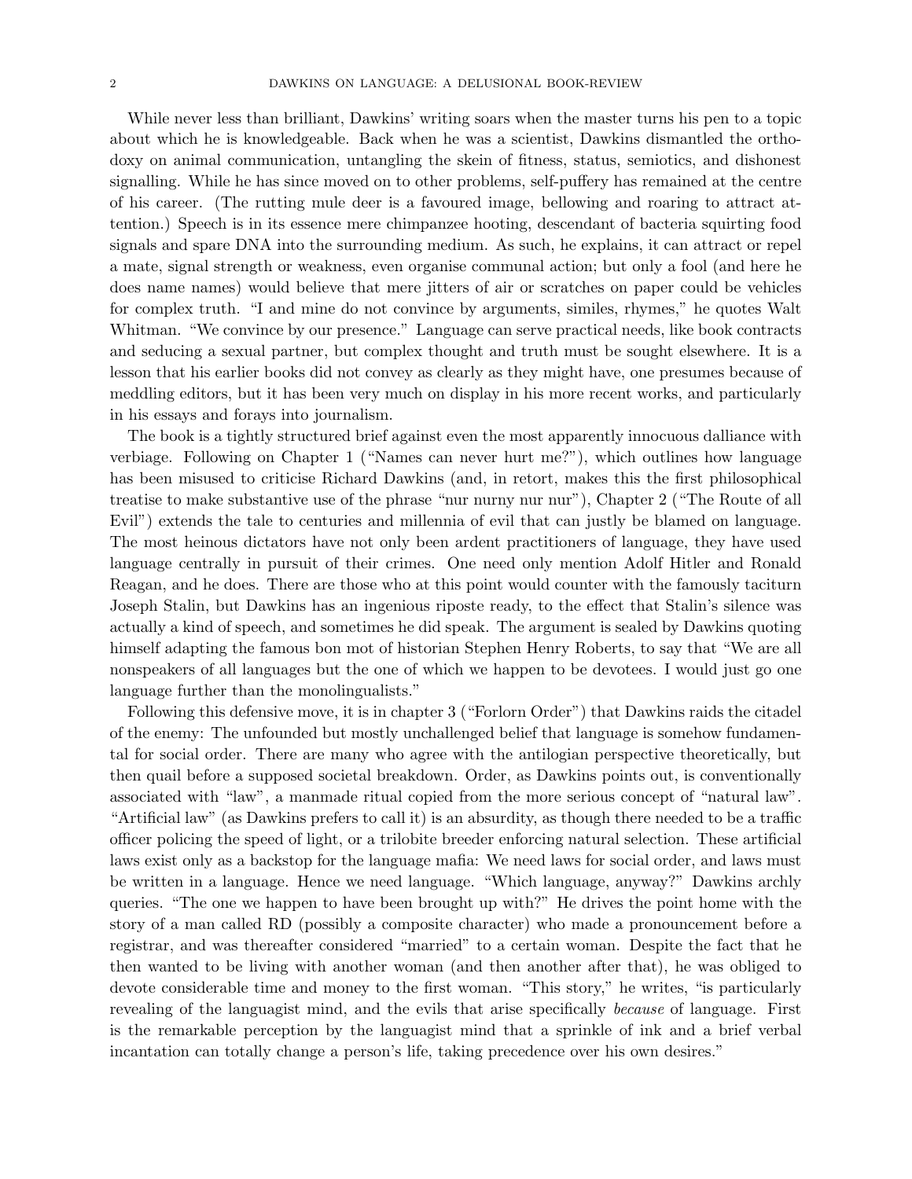While never less than brilliant, Dawkins' writing soars when the master turns his pen to a topic about which he is knowledgeable. Back when he was a scientist, Dawkins dismantled the orthodoxy on animal communication, untangling the skein of fitness, status, semiotics, and dishonest signalling. While he has since moved on to other problems, self-puffery has remained at the centre of his career. (The rutting mule deer is a favoured image, bellowing and roaring to attract attention.) Speech is in its essence mere chimpanzee hooting, descendant of bacteria squirting food signals and spare DNA into the surrounding medium. As such, he explains, it can attract or repel a mate, signal strength or weakness, even organise communal action; but only a fool (and here he does name names) would believe that mere jitters of air or scratches on paper could be vehicles for complex truth. "I and mine do not convince by arguments, similes, rhymes," he quotes Walt Whitman. "We convince by our presence." Language can serve practical needs, like book contracts and seducing a sexual partner, but complex thought and truth must be sought elsewhere. It is a lesson that his earlier books did not convey as clearly as they might have, one presumes because of meddling editors, but it has been very much on display in his more recent works, and particularly in his essays and forays into journalism.

The book is a tightly structured brief against even the most apparently innocuous dalliance with verbiage. Following on Chapter 1 ("Names can never hurt me?"), which outlines how language has been misused to criticise Richard Dawkins (and, in retort, makes this the first philosophical treatise to make substantive use of the phrase "nur nurny nur nur"), Chapter 2 ("The Route of all Evil") extends the tale to centuries and millennia of evil that can justly be blamed on language. The most heinous dictators have not only been ardent practitioners of language, they have used language centrally in pursuit of their crimes. One need only mention Adolf Hitler and Ronald Reagan, and he does. There are those who at this point would counter with the famously taciturn Joseph Stalin, but Dawkins has an ingenious riposte ready, to the effect that Stalin's silence was actually a kind of speech, and sometimes he did speak. The argument is sealed by Dawkins quoting himself adapting the famous bon mot of historian Stephen Henry Roberts, to say that "We are all nonspeakers of all languages but the one of which we happen to be devotees. I would just go one language further than the monolingualists."

Following this defensive move, it is in chapter 3 ("Forlorn Order") that Dawkins raids the citadel of the enemy: The unfounded but mostly unchallenged belief that language is somehow fundamental for social order. There are many who agree with the antilogian perspective theoretically, but then quail before a supposed societal breakdown. Order, as Dawkins points out, is conventionally associated with "law", a manmade ritual copied from the more serious concept of "natural law". "Artificial law" (as Dawkins prefers to call it) is an absurdity, as though there needed to be a traffic officer policing the speed of light, or a trilobite breeder enforcing natural selection. These artificial laws exist only as a backstop for the language mafia: We need laws for social order, and laws must be written in a language. Hence we need language. "Which language, anyway?" Dawkins archly queries. "The one we happen to have been brought up with?" He drives the point home with the story of a man called RD (possibly a composite character) who made a pronouncement before a registrar, and was thereafter considered "married" to a certain woman. Despite the fact that he then wanted to be living with another woman (and then another after that), he was obliged to devote considerable time and money to the first woman. "This story," he writes, "is particularly revealing of the languagist mind, and the evils that arise specifically *because* of language. First is the remarkable perception by the languagist mind that a sprinkle of ink and a brief verbal incantation can totally change a person's life, taking precedence over his own desires."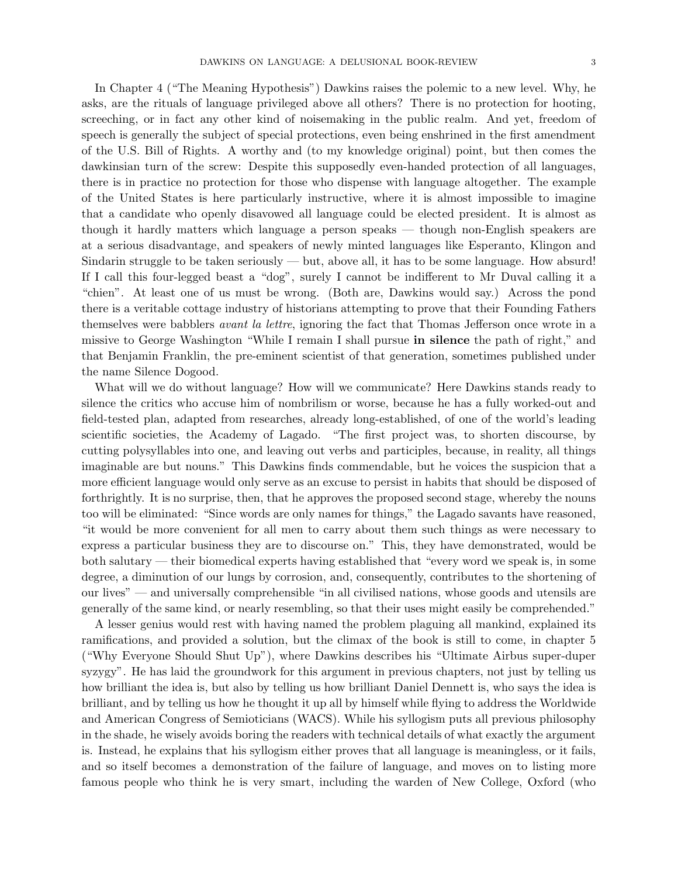In Chapter 4 ("The Meaning Hypothesis") Dawkins raises the polemic to a new level. Why, he asks, are the rituals of language privileged above all others? There is no protection for hooting, screeching, or in fact any other kind of noisemaking in the public realm. And yet, freedom of speech is generally the subject of special protections, even being enshrined in the first amendment of the U.S. Bill of Rights. A worthy and (to my knowledge original) point, but then comes the dawkinsian turn of the screw: Despite this supposedly even-handed protection of all languages, there is in practice no protection for those who dispense with language altogether. The example of the United States is here particularly instructive, where it is almost impossible to imagine that a candidate who openly disavowed all language could be elected president. It is almost as though it hardly matters which language a person speaks — though non-English speakers are at a serious disadvantage, and speakers of newly minted languages like Esperanto, Klingon and Sindarin struggle to be taken seriously — but, above all, it has to be some language. How absurd! If I call this four-legged beast a "dog", surely I cannot be indifferent to Mr Duval calling it a "chien". At least one of us must be wrong. (Both are, Dawkins would say.) Across the pond there is a veritable cottage industry of historians attempting to prove that their Founding Fathers themselves were babblers *avant la lettre*, ignoring the fact that Thomas Jefferson once wrote in a missive to George Washington "While I remain I shall pursue **in silence** the path of right," and that Benjamin Franklin, the pre-eminent scientist of that generation, sometimes published under the name Silence Dogood.

What will we do without language? How will we communicate? Here Dawkins stands ready to silence the critics who accuse him of nombrilism or worse, because he has a fully worked-out and field-tested plan, adapted from researches, already long-established, of one of the world's leading scientific societies, the Academy of Lagado. "The first project was, to shorten discourse, by cutting polysyllables into one, and leaving out verbs and participles, because, in reality, all things imaginable are but nouns." This Dawkins finds commendable, but he voices the suspicion that a more efficient language would only serve as an excuse to persist in habits that should be disposed of forthrightly. It is no surprise, then, that he approves the proposed second stage, whereby the nouns too will be eliminated: "Since words are only names for things," the Lagado savants have reasoned, "it would be more convenient for all men to carry about them such things as were necessary to express a particular business they are to discourse on." This, they have demonstrated, would be both salutary — their biomedical experts having established that "every word we speak is, in some degree, a diminution of our lungs by corrosion, and, consequently, contributes to the shortening of our lives" — and universally comprehensible "in all civilised nations, whose goods and utensils are generally of the same kind, or nearly resembling, so that their uses might easily be comprehended."

A lesser genius would rest with having named the problem plaguing all mankind, explained its ramifications, and provided a solution, but the climax of the book is still to come, in chapter 5 ("Why Everyone Should Shut Up"), where Dawkins describes his "Ultimate Airbus super-duper syzygy". He has laid the groundwork for this argument in previous chapters, not just by telling us how brilliant the idea is, but also by telling us how brilliant Daniel Dennett is, who says the idea is brilliant, and by telling us how he thought it up all by himself while flying to address the Worldwide and American Congress of Semioticians (WACS). While his syllogism puts all previous philosophy in the shade, he wisely avoids boring the readers with technical details of what exactly the argument is. Instead, he explains that his syllogism either proves that all language is meaningless, or it fails, and so itself becomes a demonstration of the failure of language, and moves on to listing more famous people who think he is very smart, including the warden of New College, Oxford (who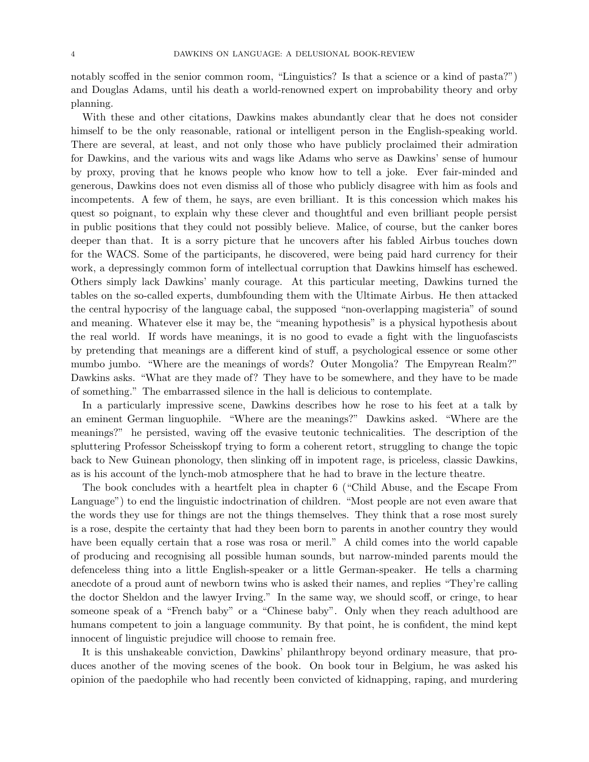notably scoffed in the senior common room, "Linguistics? Is that a science or a kind of pasta?") and Douglas Adams, until his death a world-renowned expert on improbability theory and orby planning.

With these and other citations, Dawkins makes abundantly clear that he does not consider himself to be the only reasonable, rational or intelligent person in the English-speaking world. There are several, at least, and not only those who have publicly proclaimed their admiration for Dawkins, and the various wits and wags like Adams who serve as Dawkins' sense of humour by proxy, proving that he knows people who know how to tell a joke. Ever fair-minded and generous, Dawkins does not even dismiss all of those who publicly disagree with him as fools and incompetents. A few of them, he says, are even brilliant. It is this concession which makes his quest so poignant, to explain why these clever and thoughtful and even brilliant people persist in public positions that they could not possibly believe. Malice, of course, but the canker bores deeper than that. It is a sorry picture that he uncovers after his fabled Airbus touches down for the WACS. Some of the participants, he discovered, were being paid hard currency for their work, a depressingly common form of intellectual corruption that Dawkins himself has eschewed. Others simply lack Dawkins' manly courage. At this particular meeting, Dawkins turned the tables on the so-called experts, dumbfounding them with the Ultimate Airbus. He then attacked the central hypocrisy of the language cabal, the supposed "non-overlapping magisteria" of sound and meaning. Whatever else it may be, the "meaning hypothesis" is a physical hypothesis about the real world. If words have meanings, it is no good to evade a fight with the linguofascists by pretending that meanings are a different kind of stuff, a psychological essence or some other mumbo jumbo. "Where are the meanings of words? Outer Mongolia? The Empyrean Realm?" Dawkins asks. "What are they made of? They have to be somewhere, and they have to be made of something." The embarrassed silence in the hall is delicious to contemplate.

In a particularly impressive scene, Dawkins describes how he rose to his feet at a talk by an eminent German linguophile. "Where are the meanings?" Dawkins asked. "Where are the meanings?" he persisted, waving off the evasive teutonic technicalities. The description of the spluttering Professor Scheisskopf trying to form a coherent retort, struggling to change the topic back to New Guinean phonology, then slinking off in impotent rage, is priceless, classic Dawkins, as is his account of the lynch-mob atmosphere that he had to brave in the lecture theatre.

The book concludes with a heartfelt plea in chapter 6 ("Child Abuse, and the Escape From Language") to end the linguistic indoctrination of children. "Most people are not even aware that the words they use for things are not the things themselves. They think that a rose most surely is a rose, despite the certainty that had they been born to parents in another country they would have been equally certain that a rose was rosa or meril." A child comes into the world capable of producing and recognising all possible human sounds, but narrow-minded parents mould the defenceless thing into a little English-speaker or a little German-speaker. He tells a charming anecdote of a proud aunt of newborn twins who is asked their names, and replies "They're calling the doctor Sheldon and the lawyer Irving." In the same way, we should scoff, or cringe, to hear someone speak of a "French baby" or a "Chinese baby". Only when they reach adulthood are humans competent to join a language community. By that point, he is confident, the mind kept innocent of linguistic prejudice will choose to remain free.

It is this unshakeable conviction, Dawkins' philanthropy beyond ordinary measure, that produces another of the moving scenes of the book. On book tour in Belgium, he was asked his opinion of the paedophile who had recently been convicted of kidnapping, raping, and murdering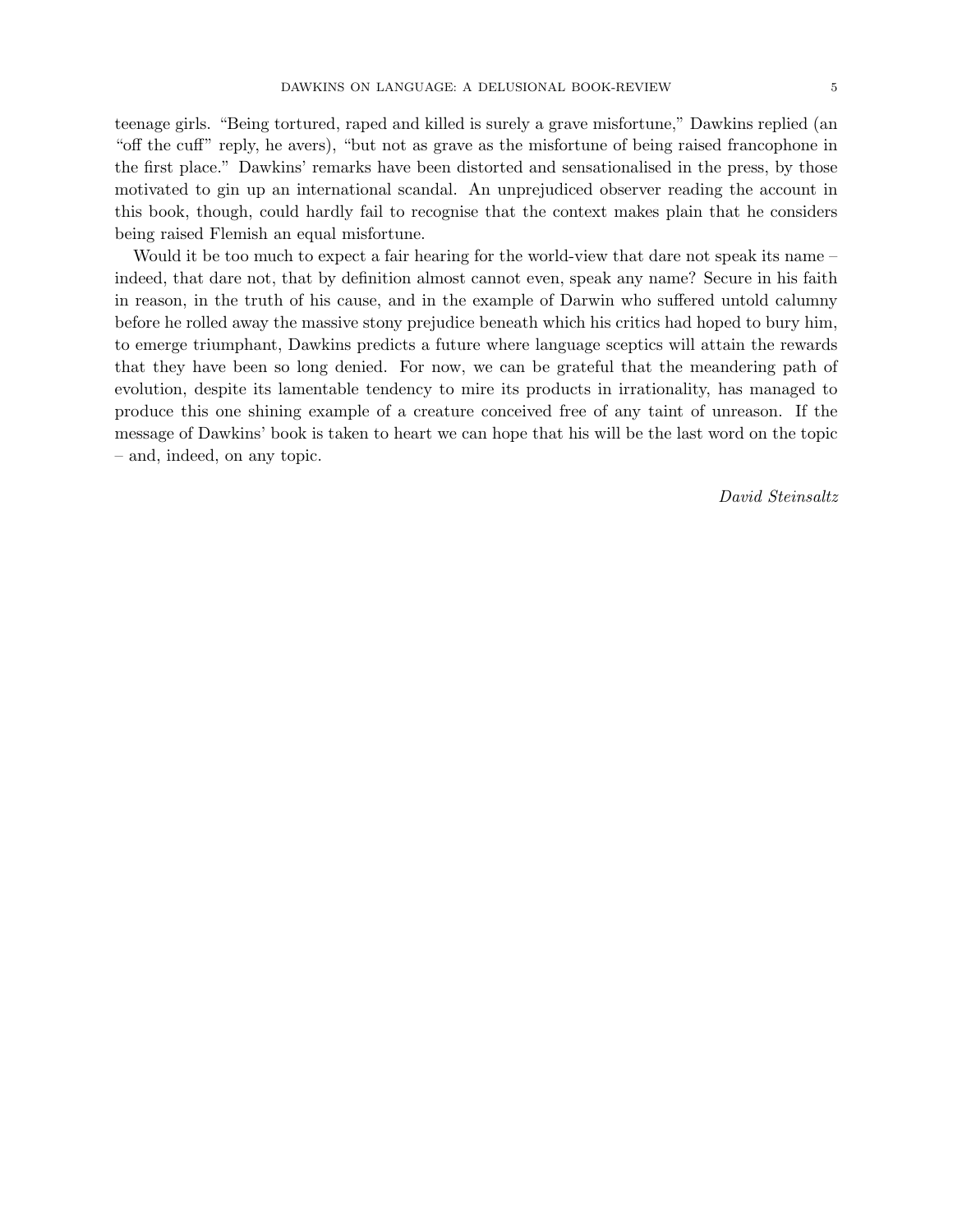teenage girls. "Being tortured, raped and killed is surely a grave misfortune," Dawkins replied (an "off the cuff" reply, he avers), "but not as grave as the misfortune of being raised francophone in the first place." Dawkins' remarks have been distorted and sensationalised in the press, by those motivated to gin up an international scandal. An unprejudiced observer reading the account in this book, though, could hardly fail to recognise that the context makes plain that he considers being raised Flemish an equal misfortune.

Would it be too much to expect a fair hearing for the world-view that dare not speak its name – indeed, that dare not, that by definition almost cannot even, speak any name? Secure in his faith in reason, in the truth of his cause, and in the example of Darwin who suffered untold calumny before he rolled away the massive stony prejudice beneath which his critics had hoped to bury him, to emerge triumphant, Dawkins predicts a future where language sceptics will attain the rewards that they have been so long denied. For now, we can be grateful that the meandering path of evolution, despite its lamentable tendency to mire its products in irrationality, has managed to produce this one shining example of a creature conceived free of any taint of unreason. If the message of Dawkins' book is taken to heart we can hope that his will be the last word on the topic – and, indeed, on any topic.

*David Steinsaltz*